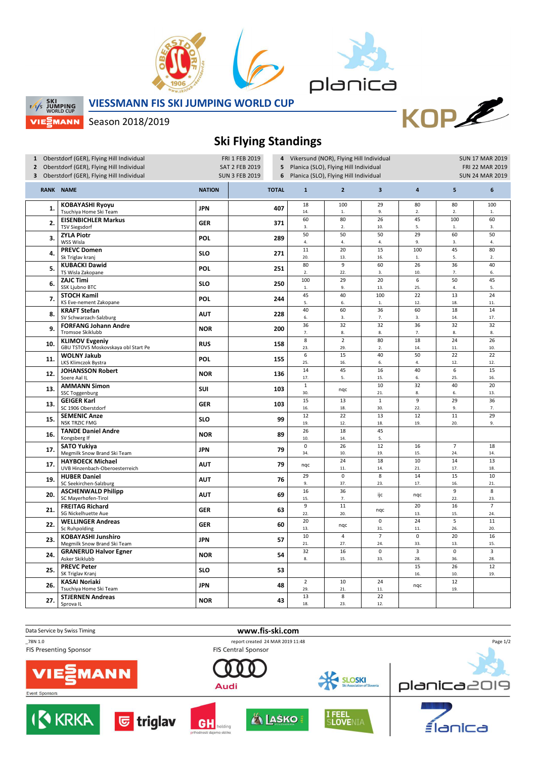# VIESSMANN FIS SKI JUMPING WORLD CUP

Season 2018/2019

## Ski Flying Standings

| | Competition | Date |
|---|---|---|
| 1 | Oberstdorf (GER), Flying Hill Individual | FRI 1 FEB 2019 |
| 2 | Oberstdorf (GER), Flying Hill Individual | SAT 2 FEB 2019 |
| 3 | Oberstdorf (GER), Flying Hill Individual | SUN 3 FEB 2019 |
| 4 | Vikersund (NOR), Flying Hill Individual | SUN 17 MAR 2019 |
| 5 | Planica (SLO), Flying Hill Individual | FRI 22 MAR 2019 |
| 6 | Planica (SLO), Flying Hill Individual | SUN 24 MAR 2019 |

| RANK | NAME | NATION | TOTAL | 1 | 2 | 3 | 4 | 5 | 6 |
|---|---|---|---|---|---|---|---|---|---|
| 1. | **KOBAYASHI Ryoyu** Tsuchiya Home Ski Team | JPN | 407 | 18 14. | 100 1. | 29 9. | 80 2. | 80 2. | 100 1. |
| 2. | **EISENBICHLER Markus** TSV Siegsdorf | GER | 371 | 60 3. | 80 2. | 26 10. | 45 5. | 100 1. | 60 3. |
| 3. | **ZYLA Piotr** WSS Wisla | POL | 289 | 50 4. | 50 4. | 50 4. | 29 9. | 60 3. | 50 4. |
| 4. | **PREVC Domen** Sk Triglav kranj | SLO | 271 | 11 20. | 20 13. | 15 16. | 100 1. | 45 5. | 80 2. |
| 5. | **KUBACKI Dawid** TS Wisla Zakopane | POL | 251 | 80 2. | 9 22. | 60 3. | 26 10. | 36 7. | 40 6. |
| 6. | **ZAJC Timi** SSK Ljubno BTC | SLO | 250 | 100 1. | 29 9. | 20 13. | 6 25. | 50 4. | 45 5. |
| 7. | **STOCH Kamil** KS Eve-nement Zakopane | POL | 244 | 45 5. | 40 6. | 100 1. | 22 12. | 13 18. | 24 11. |
| 8. | **KRAFT Stefan** SV Schwarzach-Salzburg | AUT | 228 | 40 6. | 60 3. | 36 7. | 60 3. | 18 14. | 14 17. |
| 9. | **FORFANG Johann Andre** Tromsoe Skiklubb | NOR | 200 | 36 7. | 32 8. | 32 8. | 36 7. | 32 8. | 32 8. |
| 10. | **KLIMOV Evgeniy** GBU TSTOVS Moskovskaya obl Start Pe | RUS | 158 | 8 23. | 2 29. | 80 2. | 18 14. | 24 11. | 26 10. |
| 11. | **WOLNY Jakub** LKS Klimczok Bystra | POL | 155 | 6 25. | 15 16. | 40 6. | 50 4. | 22 12. | 22 12. |
| 12. | **JOHANSSON Robert** Soere Aal IL | NOR | 136 | 14 17. | 45 5. | 16 15. | 40 6. | 6 25. | 15 16. |
| 13. | **AMMANN Simon** SSC Toggenburg | SUI | 103 | 1 30. | nqc | 10 21. | 32 8. | 40 6. | 20 13. |
| 13. | **GEIGER Karl** SC 1906 Oberstdorf | GER | 103 | 15 16. | 13 18. | 1 30. | 9 22. | 29 9. | 36 7. |
| 15. | **SEMENIC Anze** NSK TRZIC FMG | SLO | 99 | 12 19. | 22 12. | 13 18. | 12 19. | 11 20. | 29 9. |
| 16. | **TANDE Daniel Andre** Kongsberg If | NOR | 89 | 26 10. | 18 14. | 45 5. | | | |
| 17. | **SATO Yukiya** Megmilk Snow Brand Ski Team | JPN | 79 | 0 34. | 26 10. | 12 19. | 16 15. | 7 24. | 18 14. |
| 17. | **HAYBOECK Michael** UVB Hinzenbach-Oberoesterreich | AUT | 79 | nqc | 24 11. | 18 14. | 10 21. | 14 17. | 13 18. |
| 19. | **HUBER Daniel** SC Seekirchen-Salzburg | AUT | 76 | 29 9. | 0 37. | 8 23. | 14 17. | 15 16. | 10 21. |
| 20. | **ASCHENWALD Philipp** SC Mayerhofen-Tirol | AUT | 69 | 16 15. | 36 7. | ijc | nqc | 9 22. | 8 23. |
| 21. | **FREITAG Richard** SG Nickelhuette Aue | GER | 63 | 9 22. | 11 20. | nqc | 20 13. | 16 15. | 7 24. |
| 22. | **WELLINGER Andreas** Sc Ruhpolding | GER | 60 | 20 13. | nqc | 0 31. | 24 11. | 5 26. | 11 20. |
| 23. | **KOBAYASHI Junshiro** Megmilk Snow Brand Ski Team | JPN | 57 | 10 21. | 4 27. | 7 24. | 0 33. | 20 13. | 16 15. |
| 24. | **GRANERUD Halvor Egner** Asker Skiklubb | NOR | 54 | 32 8. | 16 15. | 0 33. | 3 28. | 0 36. | 3 28. |
| 25. | **PREVC Peter** SK Triglav Kranj | SLO | 53 | | | | 15 16. | 26 10. | 12 19. |
| 26. | **KASAI Noriaki** Tsuchiya Home Ski Team | JPN | 48 | 2 29. | 10 21. | 24 11. | nqc | 12 19. | |
| 27. | **STJERNEN Andreas** Sprova IL | NOR | 43 | 13 18. | 8 23. | 22 12. | | | |

Data Service by Swiss Timing

www.fis-ski.com

_78N 1.0 report created 24 MAR 2019 11:48

FIS Presenting Sponsor: VIESSMANN — FIS Central Sponsor: Audi

Event Sponsors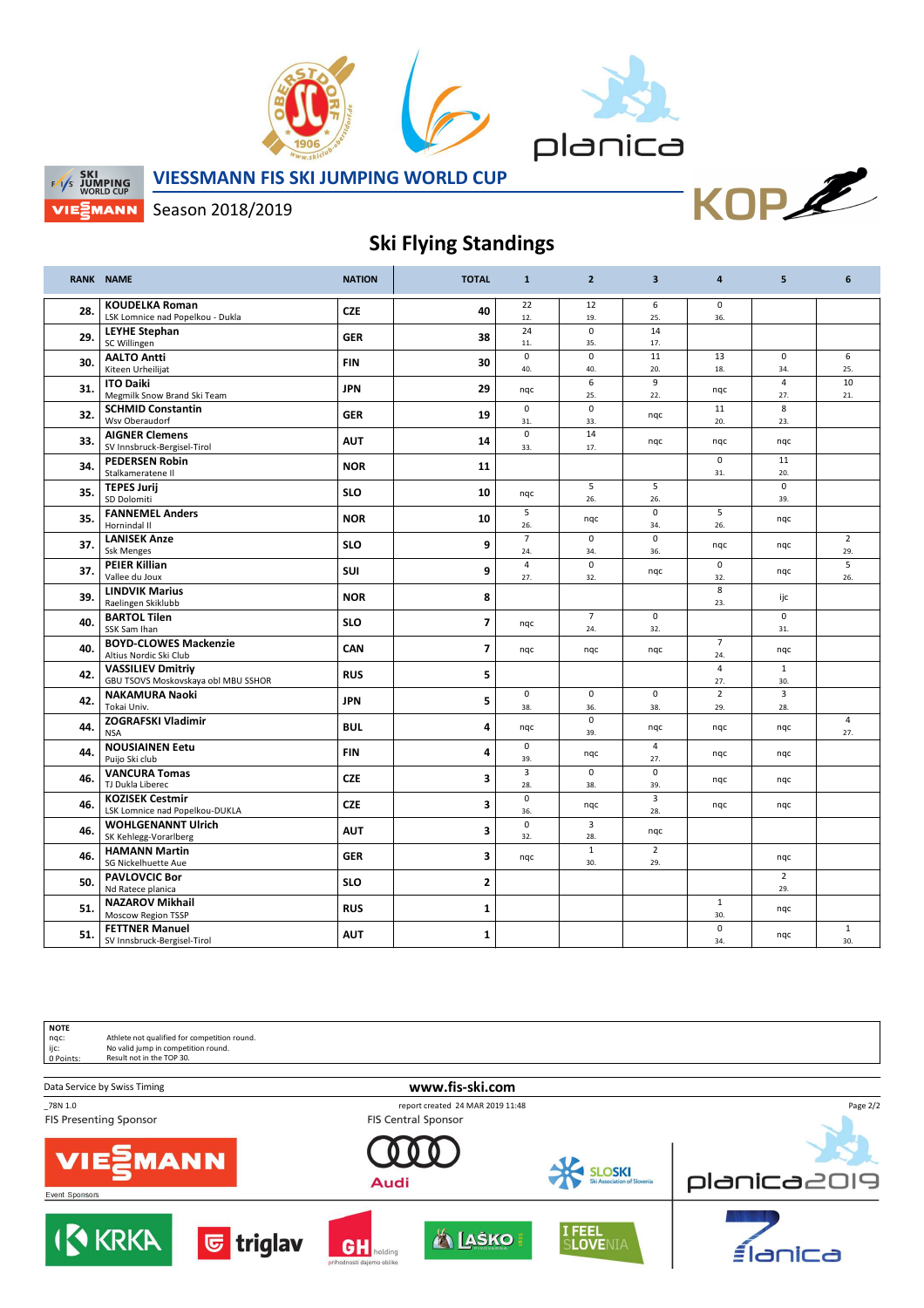# VIESSMANN FIS SKI JUMPING WORLD CUP

Season 2018/2019

## Ski Flying Standings

| RANK | NAME | NATION | TOTAL | 1 | 2 | 3 | 4 | 5 | 6 |
|---|---|---|---|---|---|---|---|---|---|
| 28. | **KOUDELKA Roman** LSK Lomnice nad Popelkou - Dukla | CZE | 40 | 22 12. | 12 19. | 6 25. | 0 36. | | |
| 29. | **LEYHE Stephan** SC Willingen | GER | 38 | 24 11. | 0 35. | 14 17. | | | |
| 30. | **AALTO Antti** Kiteen Urheilijat | FIN | 30 | 0 40. | 0 40. | 11 20. | 13 18. | 0 34. | 6 25. |
| 31. | **ITO Daiki** Megmilk Snow Brand Ski Team | JPN | 29 | nqc | 6 25. | 9 22. | nqc | 4 27. | 10 21. |
| 32. | **SCHMID Constantin** Wsv Oberaudorf | GER | 19 | 0 31. | 0 33. | nqc | 11 20. | 8 23. | |
| 33. | **AIGNER Clemens** SV Innsbruck-Bergisel-Tirol | AUT | 14 | 0 33. | 14 17. | nqc | nqc | nqc | |
| 34. | **PEDERSEN Robin** Stalkameratene II | NOR | 11 | | | | 0 31. | 11 20. | |
| 35. | **TEPES Jurij** SD Dolomiti | SLO | 10 | nqc | 5 26. | 5 26. | | 0 39. | |
| 35. | **FANNEMEL Anders** Hornindal Il | NOR | 10 | 5 26. | nqc | 0 34. | 5 26. | nqc | |
| 37. | **LANISEK Anze** Ssk Menges | SLO | 9 | 7 24. | 0 34. | 0 36. | nqc | nqc | 2 29. |
| 37. | **PEIER Killian** Vallee du Joux | SUI | 9 | 4 27. | 0 32. | nqc | 0 32. | nqc | 5 26. |
| 39. | **LINDVIK Marius** Raelingen Skiklubb | NOR | 8 | | | | 8 23. | ijc | |
| 40. | **BARTOL Tilen** SSK Sam Ihan | SLO | 7 | nqc | 7 24. | 0 32. | | 0 31. | |
| 40. | **BOYD-CLOWES Mackenzie** Altius Nordic Ski Club | CAN | 7 | nqc | nqc | nqc | 7 24. | nqc | |
| 42. | **VASSILIEV Dmitriy** GBU TSOVS Moskovskaya obl MBU SSHOR | RUS | 5 | | | | 4 27. | 1 30. | |
| 42. | **NAKAMURA Naoki** Tokai Univ. | JPN | 5 | 0 38. | 0 36. | 0 38. | 2 29. | 3 28. | |
| 44. | **ZOGRAFSKI Vladimir** NSA | BUL | 4 | nqc | 0 39. | nqc | nqc | nqc | 4 27. |
| 44. | **NOUSIAINEN Eetu** Puijo Ski club | FIN | 4 | 0 39. | nqc | 4 27. | nqc | nqc | |
| 46. | **VANCURA Tomas** TJ Dukla Liberec | CZE | 3 | 3 28. | 0 38. | 0 39. | nqc | nqc | |
| 46. | **KOZISEK Cestmir** LSK Lomnice nad Popelkou-DUKLA | CZE | 3 | 0 36. | nqc | 3 28. | nqc | nqc | |
| 46. | **WOHLGENANNT Ulrich** SK Kehlegg-Vorarlberg | AUT | 3 | 0 32. | 3 28. | nqc | | | |
| 46. | **HAMANN Martin** SG Nickelhuette Aue | GER | 3 | nqc | 1 30. | 2 29. | | nqc | |
| 50. | **PAVLOVCIC Bor** Nd Ratece planica | SLO | 2 | | | | | 2 29. | |
| 51. | **NAZAROV Mikhail** Moscow Region TSSP | RUS | 1 | | | | 1 30. | nqc | |
| 51. | **FETTNER Manuel** SV Innsbruck-Bergisel-Tirol | AUT | 1 | | | | 0 34. | nqc | 1 30. |

**NOTE**
nqc: Athlete not qualified for competition round.
ijc: No valid jump in competition round.
0 Points: Result not in the TOP 30.

Data Service by Swiss Timing — www.fis-ski.com

_78N 1.0 — report created 24 MAR 2019 11:48

FIS Presenting Sponsor — FIS Central Sponsor — Event Sponsors